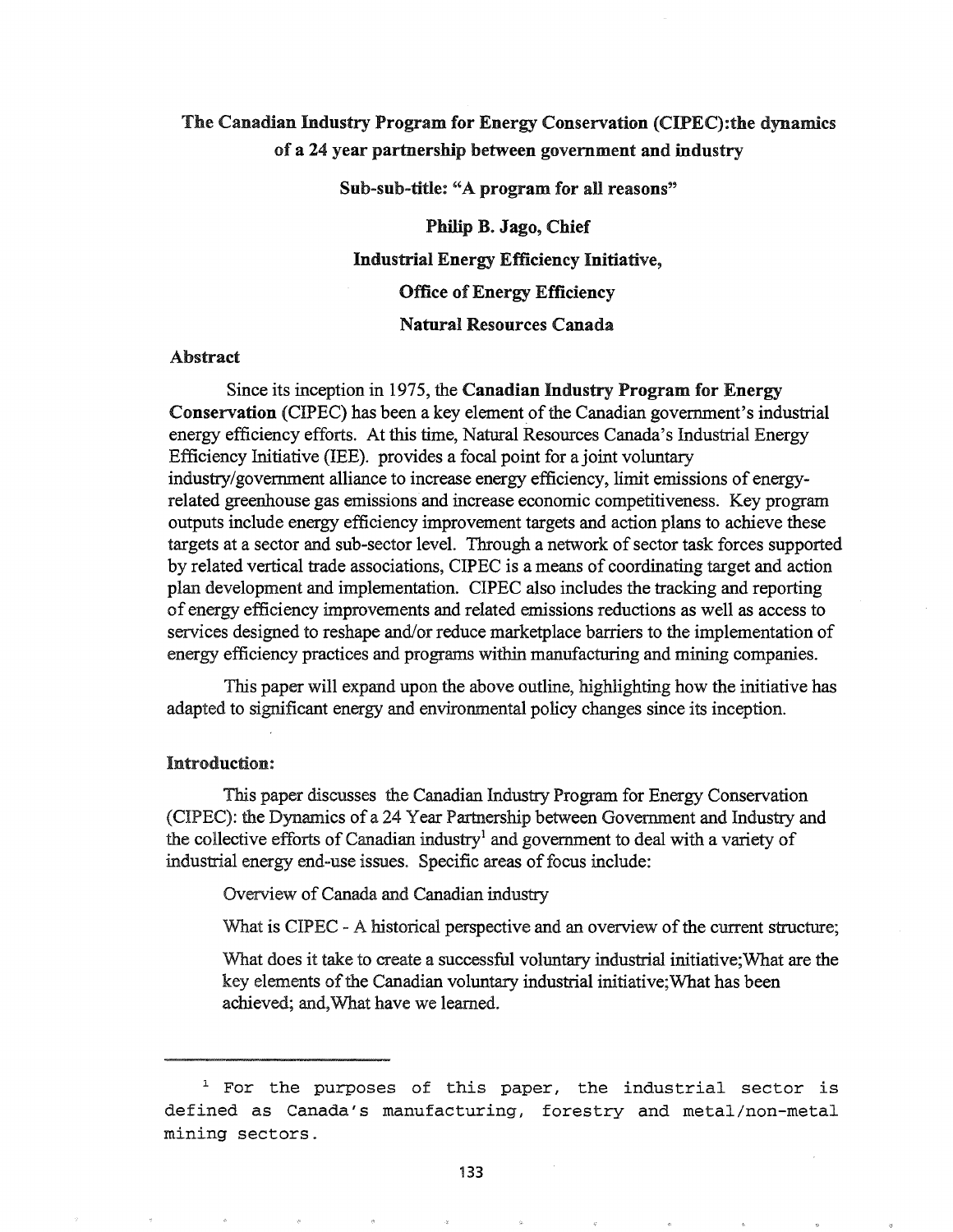# The Canadian Industry Program for Energy Conservation (CIPEC):the dynamics of a 24 year partnership between government and industry

**Sub-sub-title: "A program for all reasons"**

**Philip B. Jago, Chief**

**Industrial Energy Efficiency Initiative,**

**Office of Energy Efficiency**

**Natural Resources Canada**

## Abstract

Since its inception in 1975, the **Canadian Industry Program for Energy Conservation** (CIPEC) has been a key element of the Canadian government's industrial energy efficiency efforts. At this time, Natural Resources Canada's Industrial Energy Efficiency Initiative (IEE). provides a focal point for a joint voluntary industry/government alliance to increase energy efficiency, limit emissions of energy-related greenhouse gas emissions and increase economic competitiveness. Key program outputs include energy efficiency improvement targets and action plans to achieve these targets at a sector and sub-sector level. Through a network of sector task forces supported by related vertical trade associations, CIPEC is a means of coordinating target and action plan development and implementation. CIPEC also includes the tracking and reporting of energy efficiency improvements and related emissions reductions as well as access to services designed to reshape and/or reduce marketplace barriers to the implementation of energy efficiency practices and programs within manufacturing and mining companies.

This paper will expand upon the above outline, highlighting how the initiative has adapted to significant energy and environmental policy changes since its inception.

## Introduction:

This paper discusses the Canadian Industry Program for Energy Conservation (CIPEC): the Dynamics of a 24 Year Partnership between Government and Industry and the collective efforts of Canadian industry[1] and government to deal with a variety of industrial energy end-use issues. Specific areas of focus include:

Overview of Canada and Canadian industry

What is CIPEC - A historical perspective and an overview of the current structure;

What does it take to create a successful voluntary industrial initiative;What are the key elements of the Canadian voluntary industrial initiative;What has been achieved; and,What have we learned.

---

[1] For the purposes of this paper, the industrial sector is defined as Canada's manufacturing, forestry and metal/non-metal mining sectors.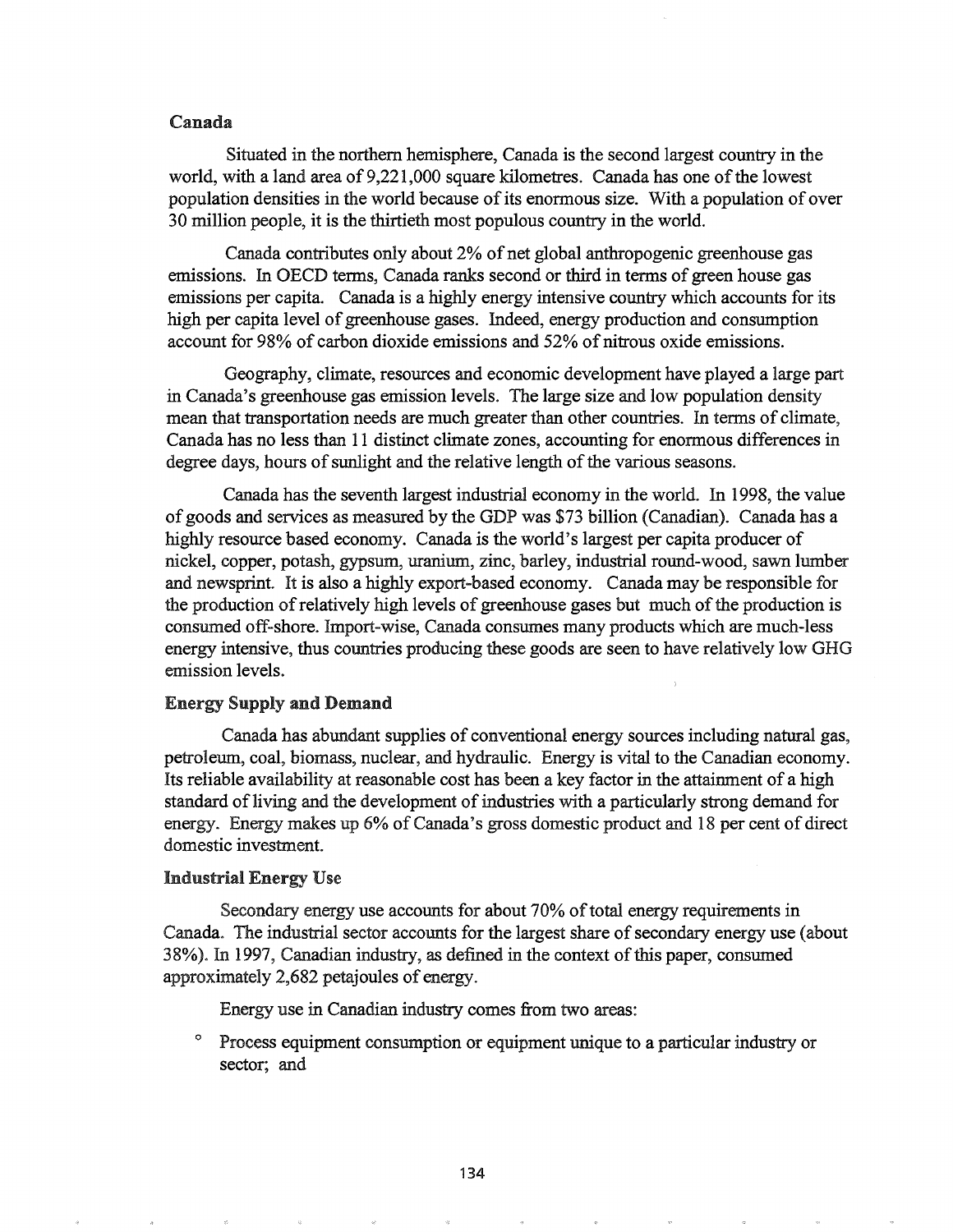## Canada

Situated in the northern hemisphere, Canada is the second largest country in the world, with a land area of 9,221,000 square kilometres. Canada has one of the lowest population densities in the world because of its enormous size. With a population of over 30 million people, it is the thirtieth most populous country in the world.

Canada contributes only about 2% of net global anthropogenic greenhouse gas emissions. In OECD terms, Canada ranks second or third in terms of green house gas emissions per capita. Canada is a highly energy intensive country which accounts for its high per capita level of greenhouse gases. Indeed, energy production and consumption account for 98% of carbon dioxide emissions and 52% of nitrous oxide emissions.

Geography, climate, resources and economic development have played a large part in Canada's greenhouse gas emission levels. The large size and low population density mean that transportation needs are much greater than other countries. In terms of climate, Canada has no less than 11 distinct climate zones, accounting for enormous differences in degree days, hours of sunlight and the relative length of the various seasons.

Canada has the seventh largest industrial economy in the world. In 1998, the value of goods and services as measured by the GDP was $73 billion (Canadian). Canada has a highly resource based economy. Canada is the world's largest per capita producer of nickel, copper, potash, gypsum, uranium, zinc, barley, industrial round-wood, sawn lumber and newsprint. It is also a highly export-based economy. Canada may be responsible for the production of relatively high levels of greenhouse gases but much of the production is consumed off-shore. Import-wise, Canada consumes many products which are much-less energy intensive, thus countries producing these goods are seen to have relatively low GHG emission levels.

### Energy Supply and Demand

Canada has abundant supplies of conventional energy sources including natural gas, petroleum, coal, biomass, nuclear, and hydraulic. Energy is vital to the Canadian economy. Its reliable availability at reasonable cost has been a key factor in the attainment of a high standard of living and the development of industries with a particularly strong demand for energy. Energy makes up 6% of Canada's gross domestic product and 18 per cent of direct domestic investment.

### Industrial Energy Use

Secondary energy use accounts for about 70% of total energy requirements in Canada. The industrial sector accounts for the largest share of secondary energy use (about 38%). In 1997, Canadian industry, as defined in the context of this paper, consumed approximately 2,682 petajoules of energy.

Energy use in Canadian industry comes from two areas:

- Process equipment consumption or equipment unique to a particular industry or sector; and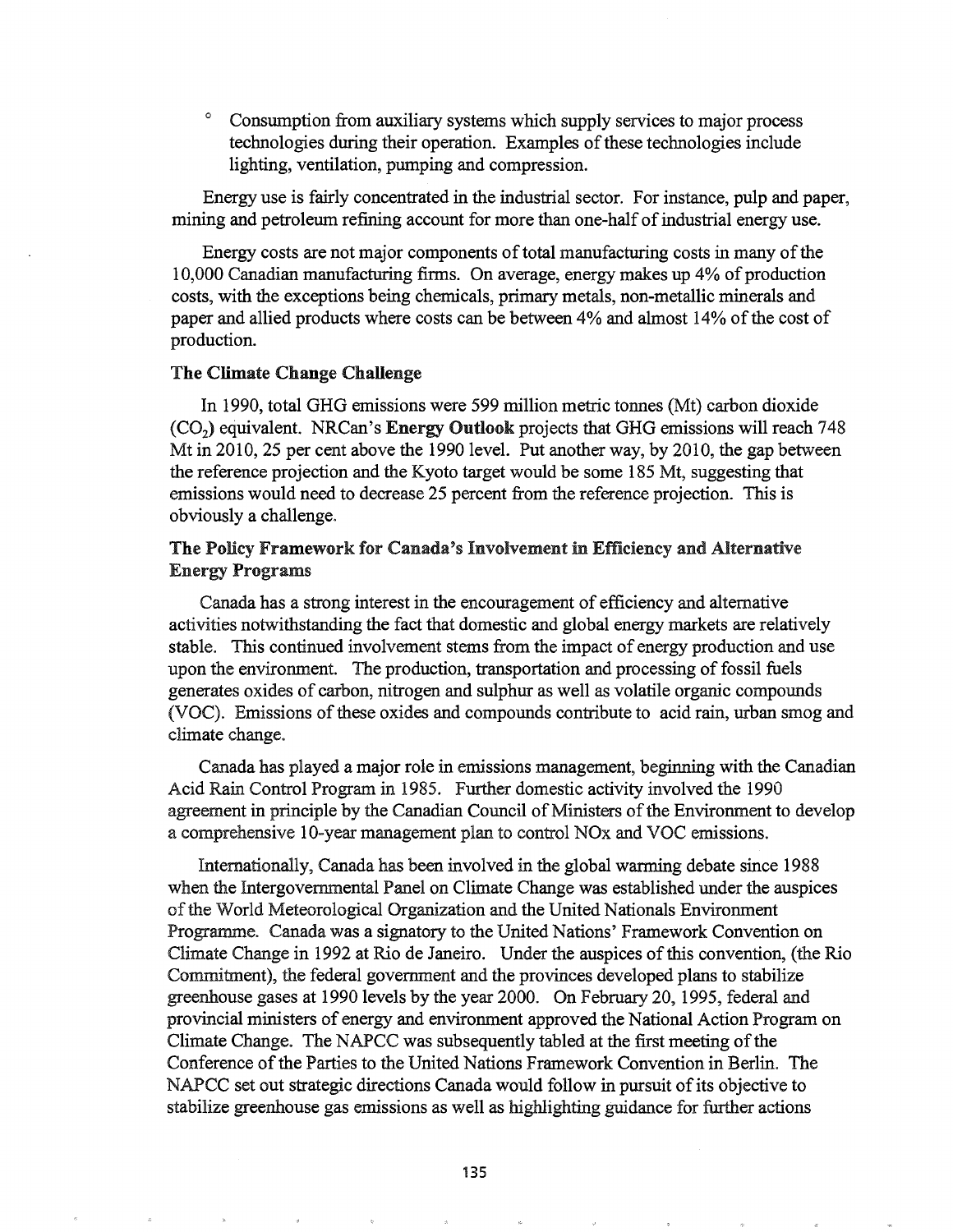- Consumption from auxiliary systems which supply services to major process technologies during their operation. Examples of these technologies include lighting, ventilation, pumping and compression.

Energy use is fairly concentrated in the industrial sector. For instance, pulp and paper, mining and petroleum refining account for more than one-half of industrial energy use.

Energy costs are not major components of total manufacturing costs in many of the 10,000 Canadian manufacturing firms. On average, energy makes up 4% of production costs, with the exceptions being chemicals, primary metals, non-metallic minerals and paper and allied products where costs can be between 4% and almost 14% of the cost of production.

### The Climate Change Challenge

In 1990, total GHG emissions were 599 million metric tonnes (Mt) carbon dioxide ($CO_2$) equivalent. NRCan's **Energy Outlook** projects that GHG emissions will reach 748 Mt in 2010, 25 per cent above the 1990 level. Put another way, by 2010, the gap between the reference projection and the Kyoto target would be some 185 Mt, suggesting that emissions would need to decrease 25 percent from the reference projection. This is obviously a challenge.

### The Policy Framework for Canada's Involvement in Efficiency and Alternative Energy Programs

Canada has a strong interest in the encouragement of efficiency and alternative activities notwithstanding the fact that domestic and global energy markets are relatively stable. This continued involvement stems from the impact of energy production and use upon the environment. The production, transportation and processing of fossil fuels generates oxides of carbon, nitrogen and sulphur as well as volatile organic compounds (VOC). Emissions of these oxides and compounds contribute to acid rain, urban smog and climate change.

Canada has played a major role in emissions management, beginning with the Canadian Acid Rain Control Program in 1985. Further domestic activity involved the 1990 agreement in principle by the Canadian Council of Ministers of the Environment to develop a comprehensive 10-year management plan to control NOx and VOC emissions.

Internationally, Canada has been involved in the global warming debate since 1988 when the Intergovernmental Panel on Climate Change was established under the auspices of the World Meteorological Organization and the United Nationals Environment Programme. Canada was a signatory to the United Nations' Framework Convention on Climate Change in 1992 at Rio de Janeiro. Under the auspices of this convention, (the Rio Commitment), the federal government and the provinces developed plans to stabilize greenhouse gases at 1990 levels by the year 2000. On February 20, 1995, federal and provincial ministers of energy and environment approved the National Action Program on Climate Change. The NAPCC was subsequently tabled at the first meeting of the Conference of the Parties to the United Nations Framework Convention in Berlin. The NAPCC set out strategic directions Canada would follow in pursuit of its objective to stabilize greenhouse gas emissions as well as highlighting guidance for further actions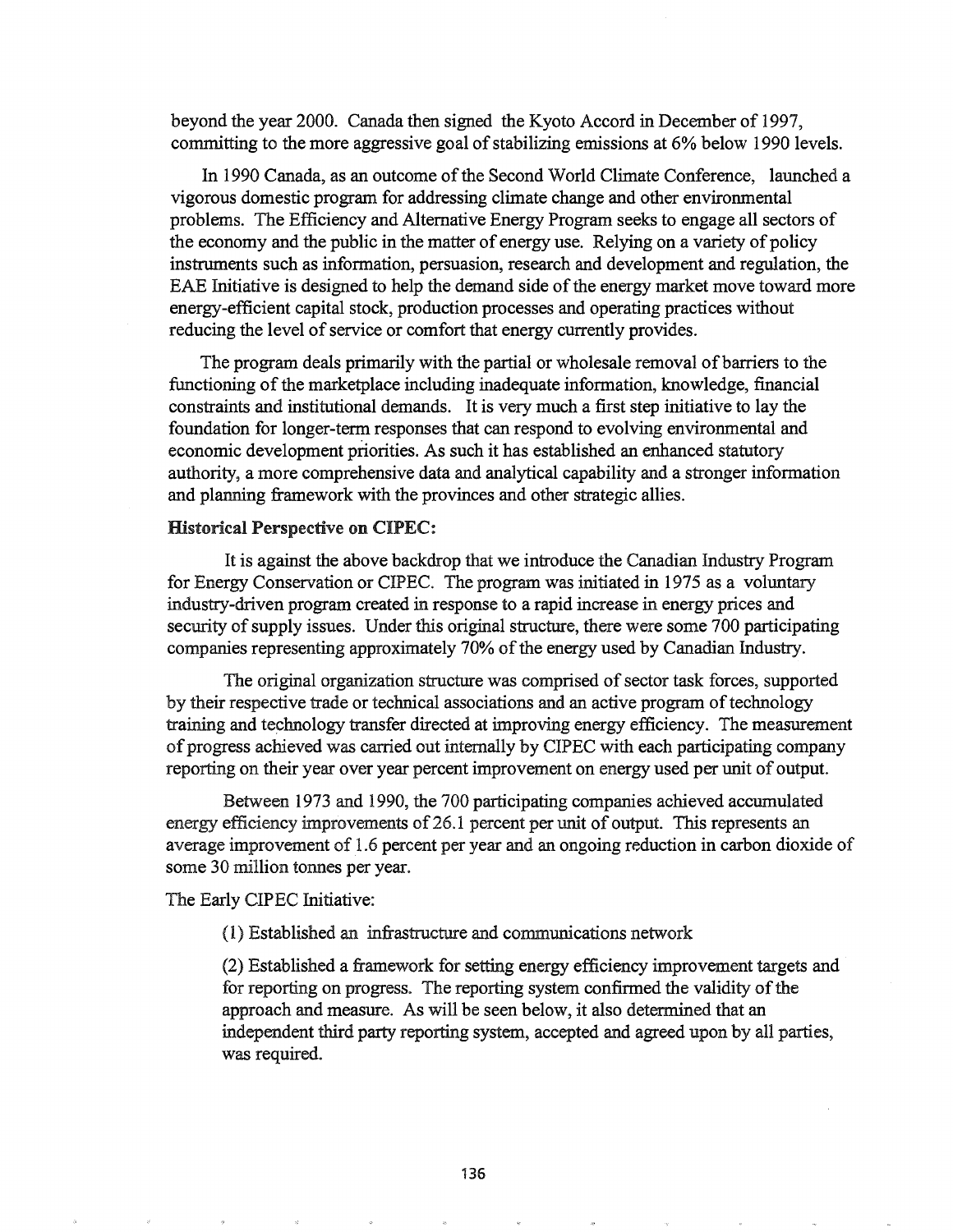beyond the year 2000. Canada then signed the Kyoto Accord in December of 1997, committing to the more aggressive goal of stabilizing emissions at 6% below 1990 levels.

In 1990 Canada, as an outcome of the Second World Climate Conference, launched a vigorous domestic program for addressing climate change and other environmental problems. The Efficiency and Alternative Energy Program seeks to engage all sectors of the economy and the public in the matter of energy use. Relying on a variety of policy instruments such as information, persuasion, research and development and regulation, the EAE Initiative is designed to help the demand side of the energy market move toward more energy-efficient capital stock, production processes and operating practices without reducing the level of service or comfort that energy currently provides.

The program deals primarily with the partial or wholesale removal of barriers to the functioning of the marketplace including inadequate information, knowledge, financial constraints and institutional demands. It is very much a first step initiative to lay the foundation for longer-term responses that can respond to evolving environmental and economic development priorities. As such it has established an enhanced statutory authority, a more comprehensive data and analytical capability and a stronger information and planning framework with the provinces and other strategic allies.

**Historical Perspective on CIPEC:**

It is against the above backdrop that we introduce the Canadian Industry Program for Energy Conservation or CIPEC. The program was initiated in 1975 as a voluntary industry-driven program created in response to a rapid increase in energy prices and security of supply issues. Under this original structure, there were some 700 participating companies representing approximately 70% of the energy used by Canadian Industry.

The original organization structure was comprised of sector task forces, supported by their respective trade or technical associations and an active program of technology training and technology transfer directed at improving energy efficiency. The measurement of progress achieved was carried out internally by CIPEC with each participating company reporting on their year over year percent improvement on energy used per unit of output.

Between 1973 and 1990, the 700 participating companies achieved accumulated energy efficiency improvements of 26.1 percent per unit of output. This represents an average improvement of 1.6 percent per year and an ongoing reduction in carbon dioxide of some 30 million tonnes per year.

The Early CIPEC Initiative:

(1) Established an infrastructure and communications network

(2) Established a framework for setting energy efficiency improvement targets and for reporting on progress. The reporting system confirmed the validity of the approach and measure. As will be seen below, it also determined that an independent third party reporting system, accepted and agreed upon by all parties, was required.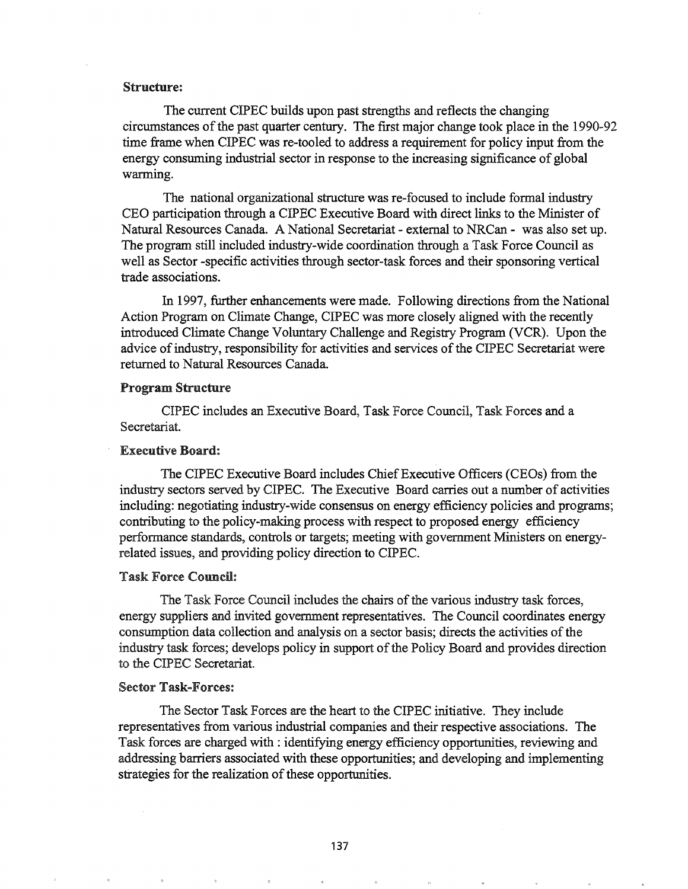**Structure:**

The current CIPEC builds upon past strengths and reflects the changing circumstances of the past quarter century. The first major change took place in the 1990-92 time frame when CIPEC was re-tooled to address a requirement for policy input from the energy consuming industrial sector in response to the increasing significance of global warming.

The national organizational structure was re-focused to include formal industry CEO participation through a CIPEC Executive Board with direct links to the Minister of Natural Resources Canada. A National Secretariat - external to NRCan - was also set up. The program still included industry-wide coordination through a Task Force Council as well as Sector -specific activities through sector-task forces and their sponsoring vertical trade associations.

In 1997, further enhancements were made. Following directions from the National Action Program on Climate Change, CIPEC was more closely aligned with the recently introduced Climate Change Voluntary Challenge and Registry Program (VCR). Upon the advice of industry, responsibility for activities and services of the CIPEC Secretariat were returned to Natural Resources Canada.

**Program Structure**

CIPEC includes an Executive Board, Task Force Council, Task Forces and a Secretariat.

**Executive Board:**

The CIPEC Executive Board includes Chief Executive Officers (CEOs) from the industry sectors served by CIPEC. The Executive Board carries out a number of activities including: negotiating industry-wide consensus on energy efficiency policies and programs; contributing to the policy-making process with respect to proposed energy efficiency performance standards, controls or targets; meeting with government Ministers on energy-related issues, and providing policy direction to CIPEC.

**Task Force Council:**

The Task Force Council includes the chairs of the various industry task forces, energy suppliers and invited government representatives. The Council coordinates energy consumption data collection and analysis on a sector basis; directs the activities of the industry task forces; develops policy in support of the Policy Board and provides direction to the CIPEC Secretariat.

**Sector Task-Forces:**

The Sector Task Forces are the heart to the CIPEC initiative. They include representatives from various industrial companies and their respective associations. The Task forces are charged with : identifying energy efficiency opportunities, reviewing and addressing barriers associated with these opportunities; and developing and implementing strategies for the realization of these opportunities.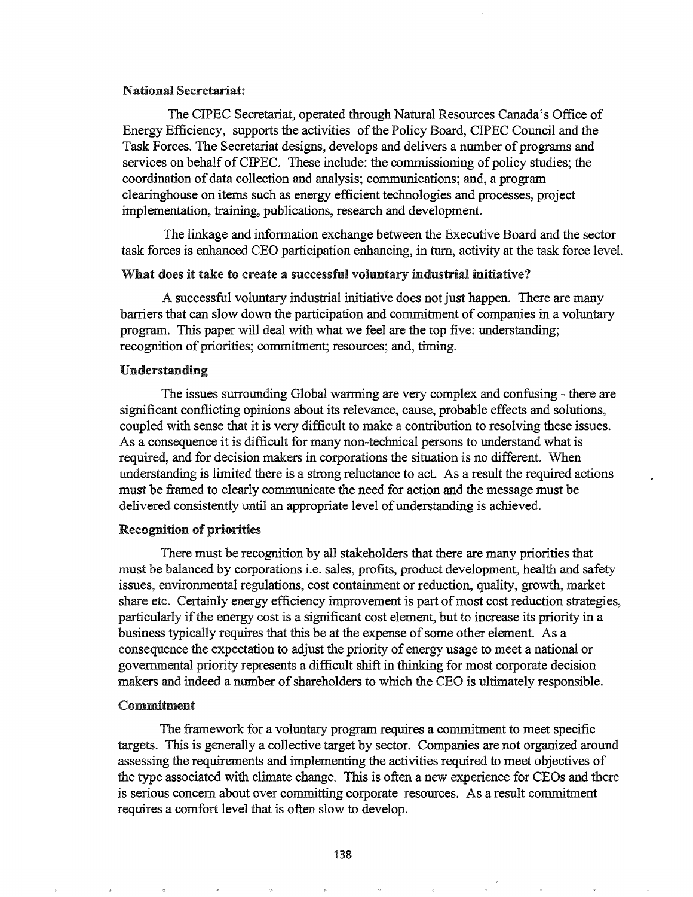**National Secretariat:**

The CIPEC Secretariat, operated through Natural Resources Canada's Office of Energy Efficiency, supports the activities of the Policy Board, CIPEC Council and the Task Forces. The Secretariat designs, develops and delivers a number of programs and services on behalf of CIPEC. These include: the commissioning of policy studies; the coordination of data collection and analysis; communications; and, a program clearinghouse on items such as energy efficient technologies and processes, project implementation, training, publications, research and development.

The linkage and information exchange between the Executive Board and the sector task forces is enhanced CEO participation enhancing, in turn, activity at the task force level.

### What does it take to create a successful voluntary industrial initiative?

A successful voluntary industrial initiative does not just happen. There are many barriers that can slow down the participation and commitment of companies in a voluntary program. This paper will deal with what we feel are the top five: understanding; recognition of priorities; commitment; resources; and, timing.

### Understanding

The issues surrounding Global warming are very complex and confusing - there are significant conflicting opinions about its relevance, cause, probable effects and solutions, coupled with sense that it is very difficult to make a contribution to resolving these issues. As a consequence it is difficult for many non-technical persons to understand what is required, and for decision makers in corporations the situation is no different. When understanding is limited there is a strong reluctance to act. As a result the required actions must be framed to clearly communicate the need for action and the message must be delivered consistently until an appropriate level of understanding is achieved.

### Recognition of priorities

There must be recognition by all stakeholders that there are many priorities that must be balanced by corporations i.e. sales, profits, product development, health and safety issues, environmental regulations, cost containment or reduction, quality, growth, market share etc. Certainly energy efficiency improvement is part of most cost reduction strategies, particularly if the energy cost is a significant cost element, but to increase its priority in a business typically requires that this be at the expense of some other element. As a consequence the expectation to adjust the priority of energy usage to meet a national or governmental priority represents a difficult shift in thinking for most corporate decision makers and indeed a number of shareholders to which the CEO is ultimately responsible.

### Commitment

The framework for a voluntary program requires a commitment to meet specific targets. This is generally a collective target by sector. Companies are not organized around assessing the requirements and implementing the activities required to meet objectives of the type associated with climate change. This is often a new experience for CEOs and there is serious concern about over committing corporate resources. As a result commitment requires a comfort level that is often slow to develop.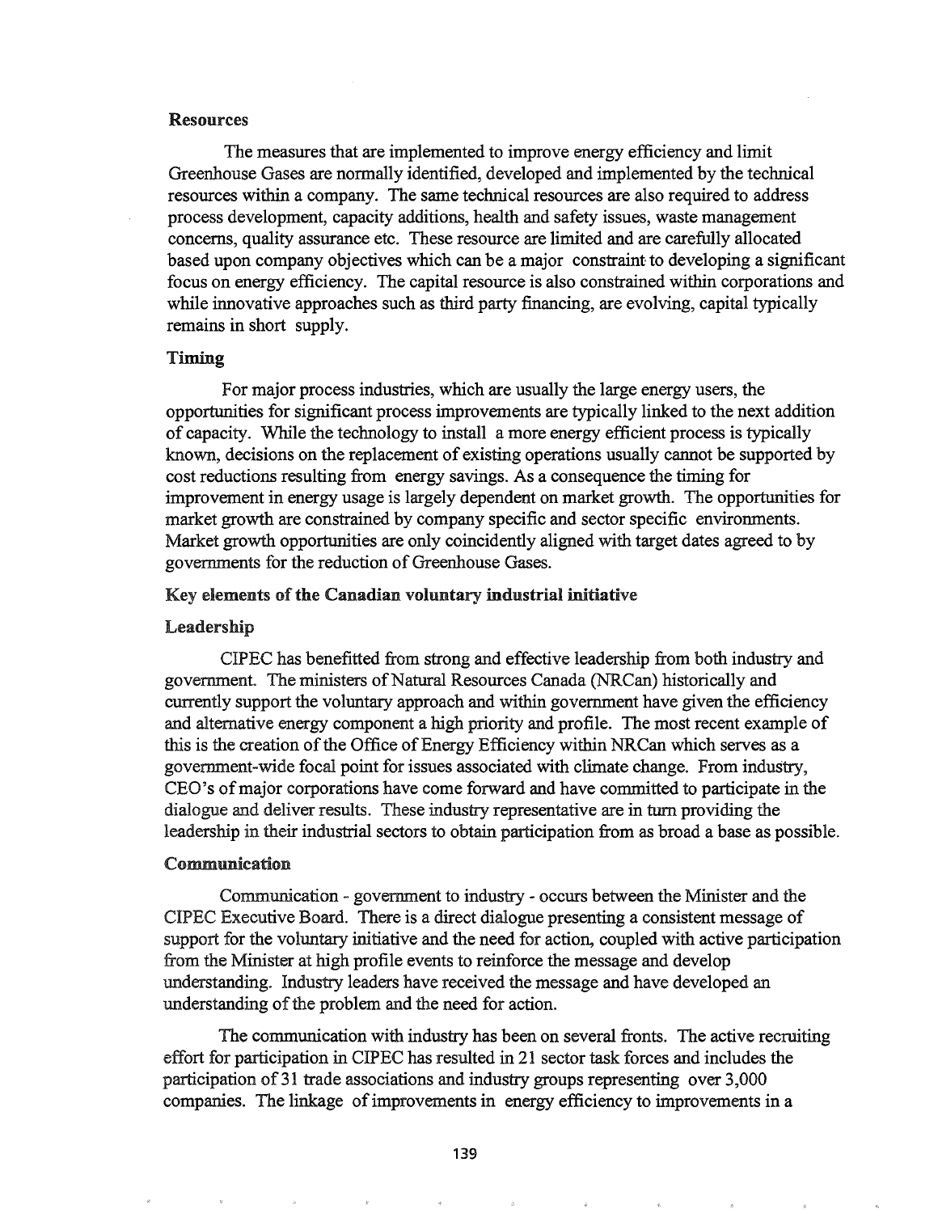### Resources

The measures that are implemented to improve energy efficiency and limit Greenhouse Gases are normally identified, developed and implemented by the technical resources within a company. The same technical resources are also required to address process development, capacity additions, health and safety issues, waste management concerns, quality assurance etc. These resource are limited and are carefully allocated based upon company objectives which can be a major constraint to developing a significant focus on energy efficiency. The capital resource is also constrained within corporations and while innovative approaches such as third party financing, are evolving, capital typically remains in short supply.

### Timing

For major process industries, which are usually the large energy users, the opportunities for significant process improvements are typically linked to the next addition of capacity. While the technology to install a more energy efficient process is typically known, decisions on the replacement of existing operations usually cannot be supported by cost reductions resulting from energy savings. As a consequence the timing for improvement in energy usage is largely dependent on market growth. The opportunities for market growth are constrained by company specific and sector specific environments. Market growth opportunities are only coincidently aligned with target dates agreed to by governments for the reduction of Greenhouse Gases.

## Key elements of the Canadian voluntary industrial initiative

### Leadership

CIPEC has benefitted from strong and effective leadership from both industry and government. The ministers of Natural Resources Canada (NRCan) historically and currently support the voluntary approach and within government have given the efficiency and alternative energy component a high priority and profile. The most recent example of this is the creation of the Office of Energy Efficiency within NRCan which serves as a government-wide focal point for issues associated with climate change. From industry, CEO's of major corporations have come forward and have committed to participate in the dialogue and deliver results. These industry representative are in turn providing the leadership in their industrial sectors to obtain participation from as broad a base as possible.

### Communication

Communication - government to industry - occurs between the Minister and the CIPEC Executive Board. There is a direct dialogue presenting a consistent message of support for the voluntary initiative and the need for action, coupled with active participation from the Minister at high profile events to reinforce the message and develop understanding. Industry leaders have received the message and have developed an understanding of the problem and the need for action.

The communication with industry has been on several fronts. The active recruiting effort for participation in CIPEC has resulted in 21 sector task forces and includes the participation of 31 trade associations and industry groups representing over 3,000 companies. The linkage of improvements in energy efficiency to improvements in a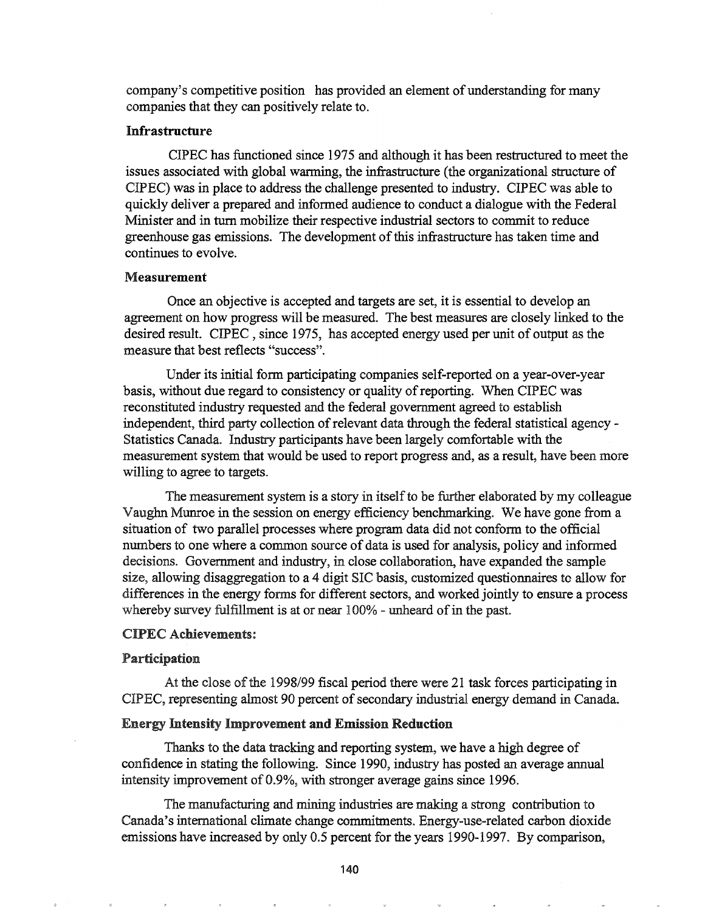company's competitive position has provided an element of understanding for many companies that they can positively relate to.

### Infrastructure

CIPEC has functioned since 1975 and although it has been restructured to meet the issues associated with global warming, the infrastructure (the organizational structure of CIPEC) was in place to address the challenge presented to industry. CIPEC was able to quickly deliver a prepared and informed audience to conduct a dialogue with the Federal Minister and in turn mobilize their respective industrial sectors to commit to reduce greenhouse gas emissions. The development of this infrastructure has taken time and continues to evolve.

### Measurement

Once an objective is accepted and targets are set, it is essential to develop an agreement on how progress will be measured. The best measures are closely linked to the desired result. CIPEC , since 1975, has accepted energy used per unit of output as the measure that best reflects "success".

Under its initial form participating companies self-reported on a year-over-year basis, without due regard to consistency or quality of reporting. When CIPEC was reconstituted industry requested and the federal government agreed to establish independent, third party collection of relevant data through the federal statistical agency - Statistics Canada. Industry participants have been largely comfortable with the measurement system that would be used to report progress and, as a result, have been more willing to agree to targets.

The measurement system is a story in itself to be further elaborated by my colleague Vaughn Munroe in the session on energy efficiency benchmarking. We have gone from a situation of two parallel processes where program data did not conform to the official numbers to one where a common source of data is used for analysis, policy and informed decisions. Government and industry, in close collaboration, have expanded the sample size, allowing disaggregation to a 4 digit SIC basis, customized questionnaires to allow for differences in the energy forms for different sectors, and worked jointly to ensure a process whereby survey fulfillment is at or near 100% - unheard of in the past.

### CIPEC Achievements:

### Participation

At the close of the 1998/99 fiscal period there were 21 task forces participating in CIPEC, representing almost 90 percent of secondary industrial energy demand in Canada.

### Energy Intensity Improvement and Emission Reduction

Thanks to the data tracking and reporting system, we have a high degree of confidence in stating the following. Since 1990, industry has posted an average annual intensity improvement of 0.9%, with stronger average gains since 1996.

The manufacturing and mining industries are making a strong contribution to Canada's international climate change commitments. Energy-use-related carbon dioxide emissions have increased by only 0.5 percent for the years 1990-1997. By comparison,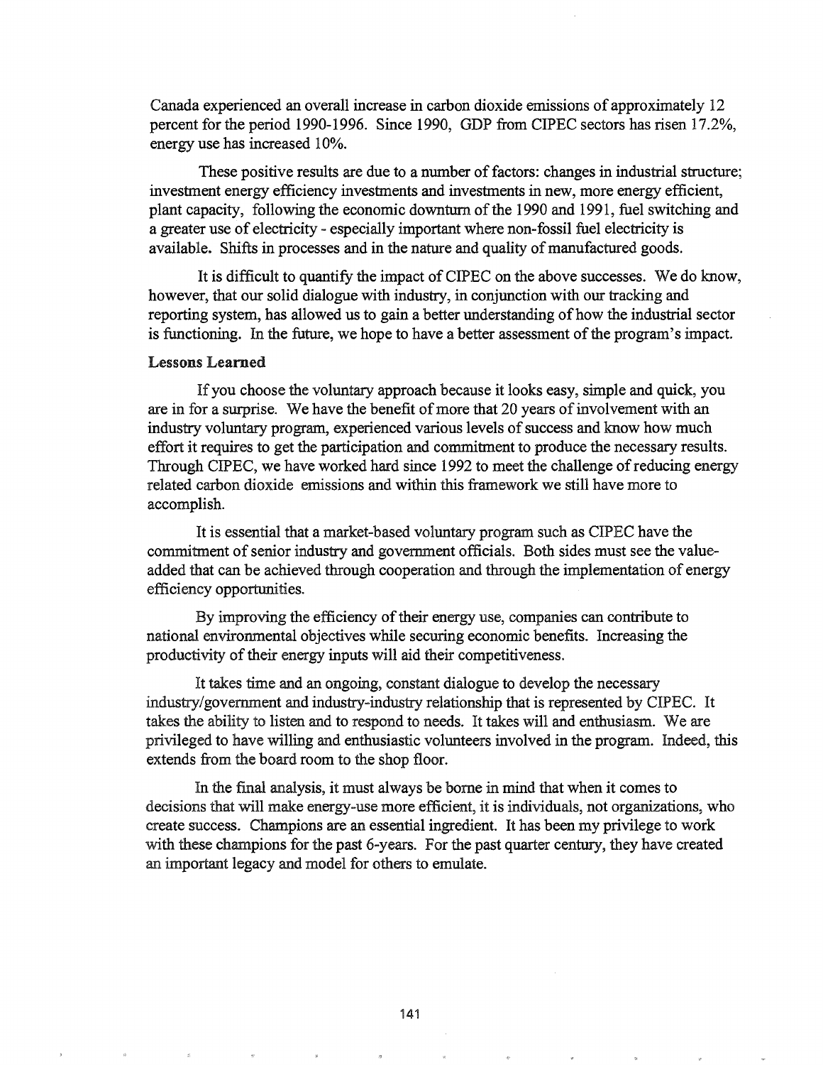Canada experienced an overall increase in carbon dioxide emissions of approximately 12 percent for the period 1990-1996. Since 1990, GDP from CIPEC sectors has risen 17.2%, energy use has increased 10%.

These positive results are due to a number of factors: changes in industrial structure; investment energy efficiency investments and investments in new, more energy efficient, plant capacity, following the economic downturn of the 1990 and 1991, fuel switching and a greater use of electricity - especially important where non-fossil fuel electricity is available. Shifts in processes and in the nature and quality of manufactured goods.

It is difficult to quantify the impact of CIPEC on the above successes. We do know, however, that our solid dialogue with industry, in conjunction with our tracking and reporting system, has allowed us to gain a better understanding of how the industrial sector is functioning. In the future, we hope to have a better assessment of the program's impact.

**Lessons Learned**

If you choose the voluntary approach because it looks easy, simple and quick, you are in for a surprise. We have the benefit of more that 20 years of involvement with an industry voluntary program, experienced various levels of success and know how much effort it requires to get the participation and commitment to produce the necessary results. Through CIPEC, we have worked hard since 1992 to meet the challenge of reducing energy related carbon dioxide emissions and within this framework we still have more to accomplish.

It is essential that a market-based voluntary program such as CIPEC have the commitment of senior industry and government officials. Both sides must see the value-added that can be achieved through cooperation and through the implementation of energy efficiency opportunities.

By improving the efficiency of their energy use, companies can contribute to national environmental objectives while securing economic benefits. Increasing the productivity of their energy inputs will aid their competitiveness.

It takes time and an ongoing, constant dialogue to develop the necessary industry/government and industry-industry relationship that is represented by CIPEC. It takes the ability to listen and to respond to needs. It takes will and enthusiasm. We are privileged to have willing and enthusiastic volunteers involved in the program. Indeed, this extends from the board room to the shop floor.

In the final analysis, it must always be borne in mind that when it comes to decisions that will make energy-use more efficient, it is individuals, not organizations, who create success. Champions are an essential ingredient. It has been my privilege to work with these champions for the past 6-years. For the past quarter century, they have created an important legacy and model for others to emulate.